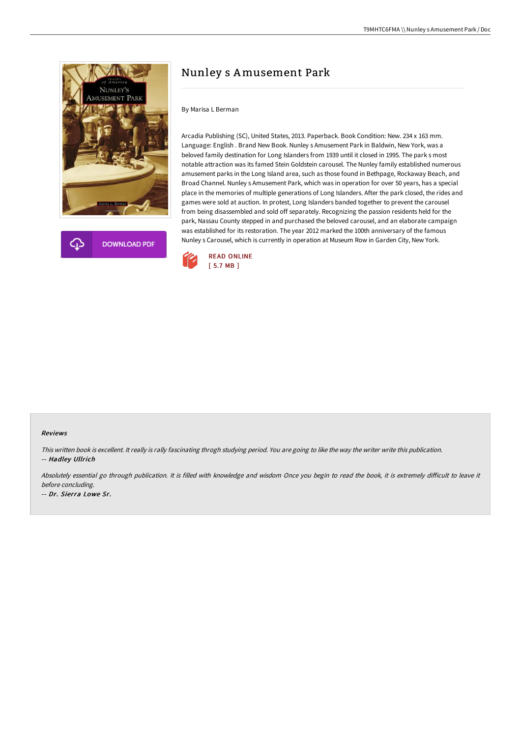# Nunley s Amusement Park

By Marisa L Berman

Arcadia Publishing (SC), United States, 2013. Paperback. Book Condition: New. 234 x 163 mm. Language: English . Brand New Book. Nunley s Amusement Park in Baldwin, New York, was a beloved family destination for Long Islanders from 1939 until it closed in 1995. The park s most notable attraction was its famed Stein Goldstein carousel. The Nunley family established numerous amusement parks in the Long Island area, such as those found in Bethpage, Rockaway Beach, and Broad Channel. Nunley s Amusement Park, which was in operation for over 50 years, has a special place in the memories of multiple generations of Long Islanders. After the park closed, the rides and games were sold at auction. In protest, Long Islanders banded together to prevent the carousel from being disassembled and sold off separately. Recognizing the passion residents held for the park, Nassau County stepped in and purchased the beloved carousel, and an elaborate campaign was established for its restoration. The year 2012 marked the 100th anniversary of the famous Nunley s Carousel, which is currently in operation at Museum Row in Garden City, New York.

DOWNLOAD PDF

READ ONLINE
[ 5.7 MB ]

### Reviews

*This written book is excellent. It really is rally fascinating throgh studying period. You are going to like the way the writer write this publication.*
*-- **Hadley Ullrich***

*Absolutely essential go through publication. It is filled with knowledge and wisdom Once you begin to read the book, it is extremely difficult to leave it before concluding.*
*-- **Dr. Sierra Lowe Sr.***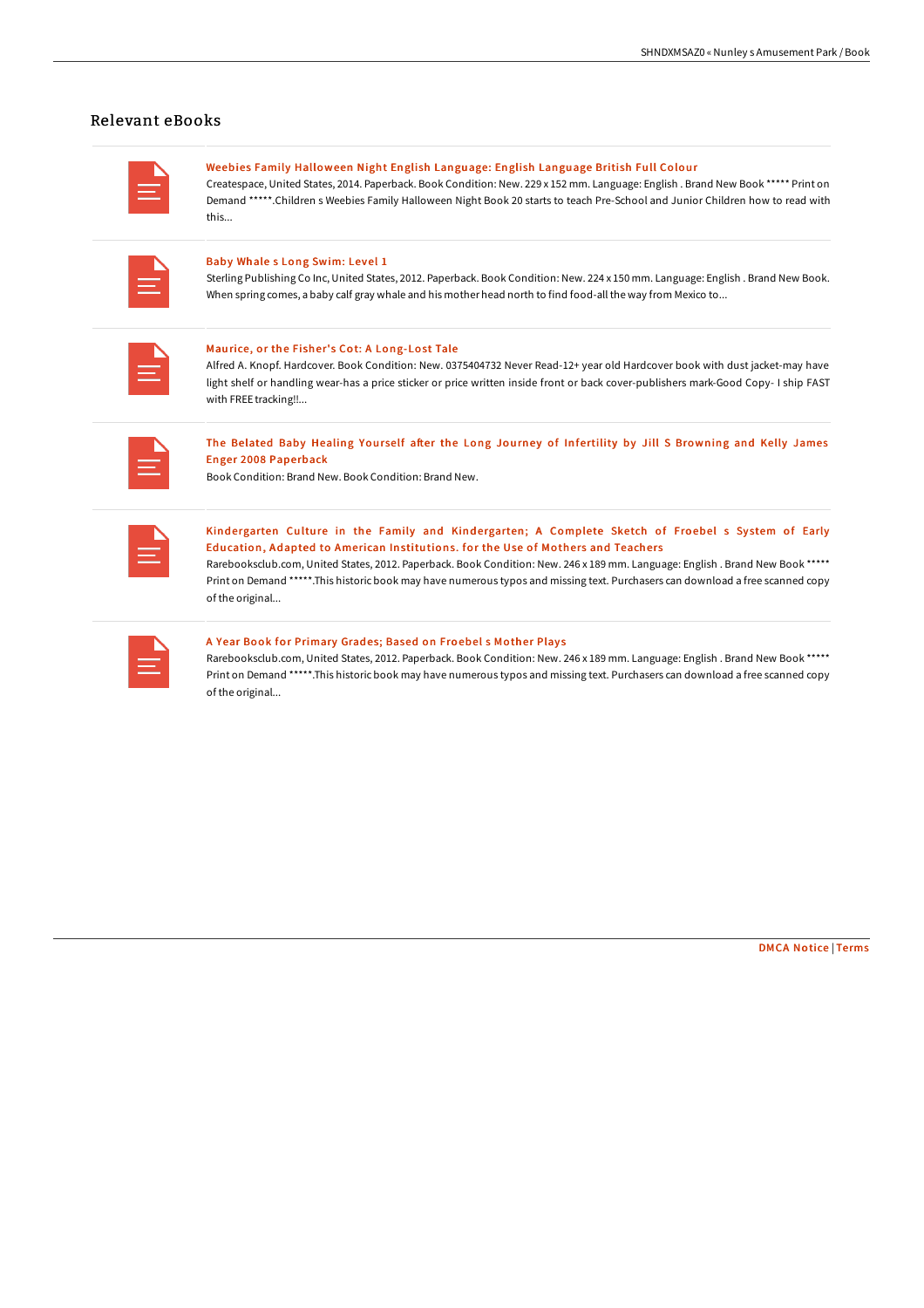## Relevant eBooks

### Weebies Family Halloween Night English Language: English Language British Full Colour

Createspace, United States, 2014. Paperback. Book Condition: New. 229 x 152 mm. Language: English . Brand New Book ***** Print on Demand *****.Children s Weebies Family Halloween Night Book 20 starts to teach Pre-School and Junior Children how to read with this...

### Baby Whale s Long Swim: Level 1

Sterling Publishing Co Inc, United States, 2012. Paperback. Book Condition: New. 224 x 150 mm. Language: English . Brand New Book. When spring comes, a baby calf gray whale and his mother head north to find food-all the way from Mexico to...

### Maurice, or the Fisher's Cot: A Long-Lost Tale

Alfred A. Knopf. Hardcover. Book Condition: New. 0375404732 Never Read-12+ year old Hardcover book with dust jacket-may have light shelf or handling wear-has a price sticker or price written inside front or back cover-publishers mark-Good Copy- I ship FAST with FREE tracking!!...

### The Belated Baby Healing Yourself after the Long Journey of Infertility by Jill S Browning and Kelly James Enger 2008 Paperback

Book Condition: Brand New. Book Condition: Brand New.

### Kindergarten Culture in the Family and Kindergarten; A Complete Sketch of Froebel s System of Early Education, Adapted to American Institutions. for the Use of Mothers and Teachers

Rarebooksclub.com, United States, 2012. Paperback. Book Condition: New. 246 x 189 mm. Language: English . Brand New Book ***** Print on Demand *****.This historic book may have numerous typos and missing text. Purchasers can download a free scanned copy of the original...

### A Year Book for Primary Grades; Based on Froebel s Mother Plays

Rarebooksclub.com, United States, 2012. Paperback. Book Condition: New. 246 x 189 mm. Language: English . Brand New Book ***** Print on Demand *****.This historic book may have numerous typos and missing text. Purchasers can download a free scanned copy of the original...